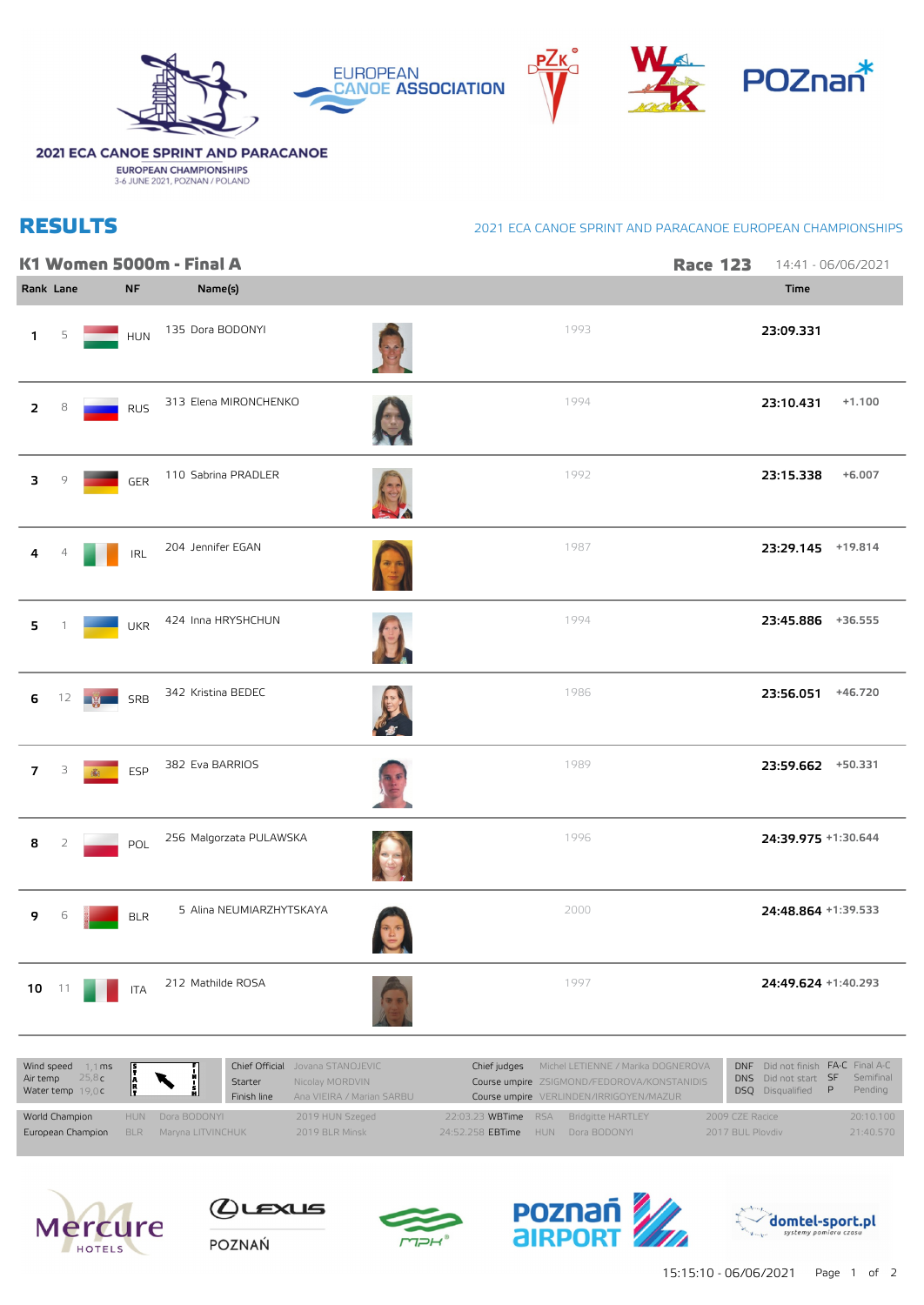2021 ECA CANOE SPRINT AND PARACANOE

EUROPEAN CHAMPIONSHIPS
3-6 JUNE 2021, POZNAN / POLAND

# RESULTS

2021 ECA CANOE SPRINT AND PARACANOE EUROPEAN CHAMPIONSHIPS

## K1 Women 5000m - Final A

**Race 123** 14:41 - 06/06/2021

| Rank | Lane | NF | Name(s) | | Time | |
|---|---|---|---|---|---|---|
| 1 | 5 | HUN | 135 Dora BODONYI | 1993 | 23:09.331 | |
| 2 | 8 | RUS | 313 Elena MIRONCHENKO | 1994 | 23:10.431 | +1.100 |
| 3 | 9 | GER | 110 Sabrina PRADLER | 1992 | 23:15.338 | +6.007 |
| 4 | 4 | IRL | 204 Jennifer EGAN | 1987 | 23:29.145 | +19.814 |
| 5 | 1 | UKR | 424 Inna HRYSHCHUN | 1994 | 23:45.886 | +36.555 |
| 6 | 12 | SRB | 342 Kristina BEDEC | 1986 | 23:56.051 | +46.720 |
| 7 | 3 | ESP | 382 Eva BARRIOS | 1989 | 23:59.662 | +50.331 |
| 8 | 2 | POL | 256 Malgorzata PULAWSKA | 1996 | 24:39.975 | +1:30.644 |
| 9 | 6 | BLR | 5 Alina NEUMIARZHYTSKAYA | 2000 | 24:48.864 | +1:39.533 |
| 10 | 11 | ITA | 212 Mathilde ROSA | 1997 | 24:49.624 | +1:40.293 |

Wind speed 1,1 ms
Air temp 25,8 c
Water temp 19,0 c

Chief Official: Jovana STANOJEVIC
Starter: Nicolay MORDVIN
Finish line: Ana VIEIRA / Marian SARBU

Chief judges: Michel LETIENNE / Marika DOGNEROVA
Course umpire: ZSIGMOND/FEDOROVA/KONSTANIDIS
Course umpire: VERLINDEN/IRRIGOYEN/MAZUR

DNF Did not finish, DNS Did not start, DSQ Disqualified, FA-C Final A-C, SF Semifinal, P Pending

| | | | | | | | | | |
|---|---|---|---|---|---|---|---|---|---|
| World Champion | HUN | Dora BODONYI | 2019 HUN Szeged | 22:03.23 | WBTime | RSA | Bridgitte HARTLEY | 2009 CZE Racice | 20:10.100 |
| European Champion | BLR | Maryna LITVINCHUK | 2019 BLR Minsk | 24:52.258 | EBTime | HUN | Dora BODONYI | 2017 BUL Plovdiv | 21:40.570 |

15:15:10 - 06/06/2021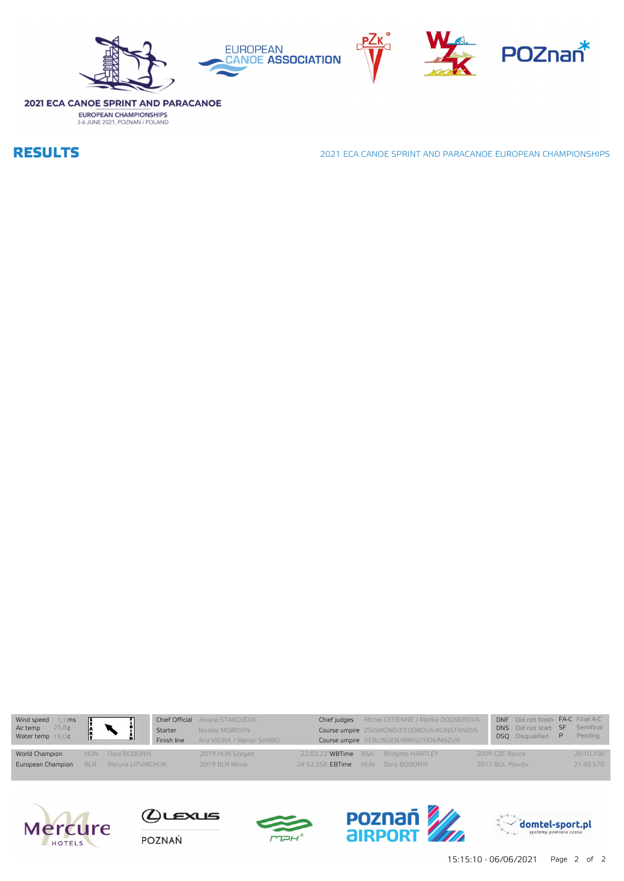# RESULTS

2021 ECA CANOE SPRINT AND PARACANOE EUROPEAN CHAMPIONSHIPS

| | | | | | | | |
|---|---|---|---|---|---|---|---|
| Wind speed 1,1 ms | Chief Official | Jovana STANOJEVIC | Chief judges | Michel LETIENNE / Marika DOGNEROVA | DNF Did not finish | FA-C Final A-C |
| Air temp 25,8 c | Starter | Nicolay MORDVIN | Course umpire | ZSIGMOND/FEDOROVA/KONSTANIDIS | DNS Did not start | SF Semifinal |
| Water temp 19,0 c | Finish line | Ana VIEIRA / Marian SARBU | Course umpire | VERLINDEN/IRRIGOYEN/MAZUR | DSQ Disqualified | P Pending |

| | | | | | | | | | |
|---|---|---|---|---|---|---|---|---|---|
| World Champion | HUN | Dora BODONYI | 2019 HUN Szeged | 22:03.23 WBTime | RSA | Bridgitte HARTLEY | 2009 CZE Racice | 20:10.100 |
| European Champion | BLR | Maryna LITVINCHUK | 2019 BLR Minsk | 24:52.258 EBTime | HUN | Dora BODONYI | 2017 BUL Plovdiv | 21:40.570 |

15:15:10 - 06/06/2021